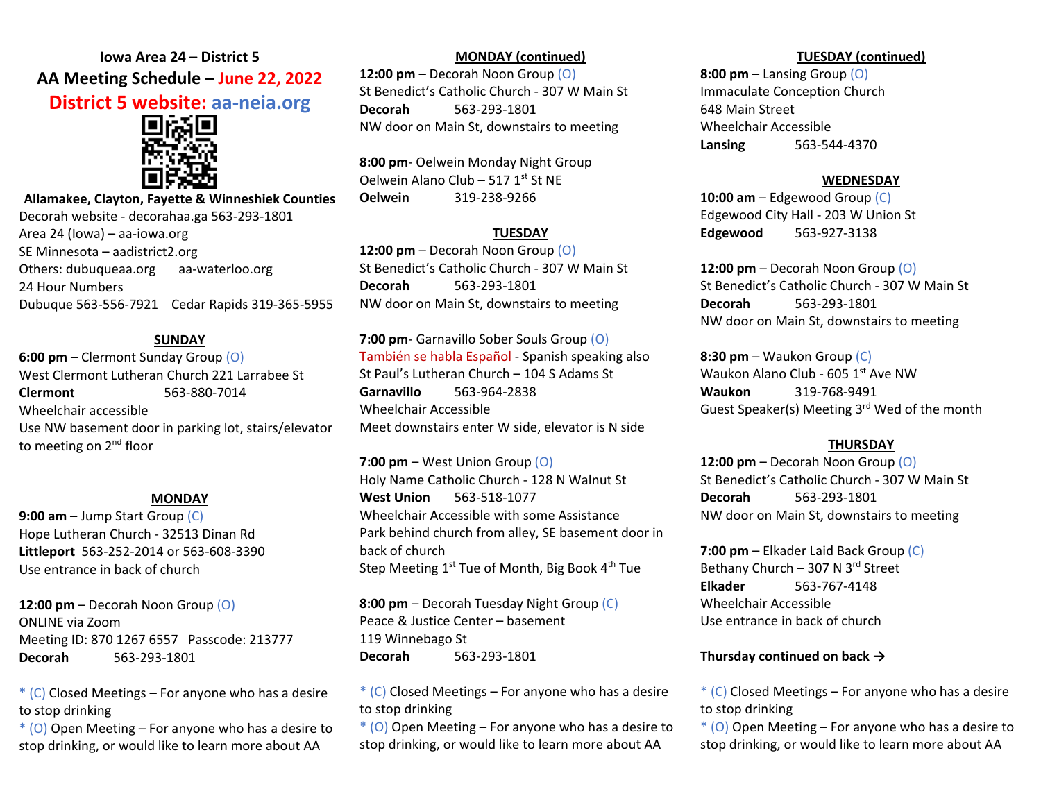# Iowa Area 24 – District 5

## AA Meeting Schedule – June 22, 2022

## District 5 website: aa-neia.org

**Allamakee, Clayton, Fayette & Winneshiek Counties**

Decorah website - decorahaa.ga 563-293-1801
Area 24 (Iowa) – aa-iowa.org
SE Minnesota – aadistrict2.org
Others: dubuqueaa.org aa-waterloo.org
24 Hour Numbers
Dubuque 563-556-7921 Cedar Rapids 319-365-5955

### SUNDAY

**6:00 pm** – Clermont Sunday Group (O)
West Clermont Lutheran Church 221 Larrabee St
**Clermont** 563-880-7014
Wheelchair accessible
Use NW basement door in parking lot, stairs/elevator to meeting on 2nd floor

### MONDAY

**9:00 am** – Jump Start Group (C)
Hope Lutheran Church - 32513 Dinan Rd
**Littleport** 563-252-2014 or 563-608-3390
Use entrance in back of church

**12:00 pm** – Decorah Noon Group (O)
ONLINE via Zoom
Meeting ID: 870 1267 6557 Passcode: 213777
**Decorah** 563-293-1801

\* (C) Closed Meetings – For anyone who has a desire to stop drinking
\* (O) Open Meeting – For anyone who has a desire to stop drinking, or would like to learn more about AA

### MONDAY (continued)

**12:00 pm** – Decorah Noon Group (O)
St Benedict's Catholic Church - 307 W Main St
**Decorah** 563-293-1801
NW door on Main St, downstairs to meeting

**8:00 pm**- Oelwein Monday Night Group
Oelwein Alano Club – 517 1st St NE
**Oelwein** 319-238-9266

### TUESDAY

**12:00 pm** – Decorah Noon Group (O)
St Benedict's Catholic Church - 307 W Main St
**Decorah** 563-293-1801
NW door on Main St, downstairs to meeting

**7:00 pm**- Garnavillo Sober Souls Group (O)
También se habla Español - Spanish speaking also
St Paul's Lutheran Church – 104 S Adams St
**Garnavillo** 563-964-2838
Wheelchair Accessible
Meet downstairs enter W side, elevator is N side

**7:00 pm** – West Union Group (O)
Holy Name Catholic Church - 128 N Walnut St
**West Union** 563-518-1077
Wheelchair Accessible with some Assistance
Park behind church from alley, SE basement door in back of church
Step Meeting 1st Tue of Month, Big Book 4th Tue

**8:00 pm** – Decorah Tuesday Night Group (C)
Peace & Justice Center – basement
119 Winnebago St
**Decorah** 563-293-1801

\* (C) Closed Meetings – For anyone who has a desire to stop drinking
\* (O) Open Meeting – For anyone who has a desire to stop drinking, or would like to learn more about AA

### TUESDAY (continued)

**8:00 pm** – Lansing Group (O)
Immaculate Conception Church
648 Main Street
Wheelchair Accessible
**Lansing** 563-544-4370

### WEDNESDAY

**10:00 am** – Edgewood Group (C)
Edgewood City Hall - 203 W Union St
**Edgewood** 563-927-3138

**12:00 pm** – Decorah Noon Group (O)
St Benedict's Catholic Church - 307 W Main St
**Decorah** 563-293-1801
NW door on Main St, downstairs to meeting

**8:30 pm** – Waukon Group (C)
Waukon Alano Club - 605 1st Ave NW
**Waukon** 319-768-9491
Guest Speaker(s) Meeting 3rd Wed of the month

### THURSDAY

**12:00 pm** – Decorah Noon Group (O)
St Benedict's Catholic Church - 307 W Main St
**Decorah** 563-293-1801
NW door on Main St, downstairs to meeting

**7:00 pm** – Elkader Laid Back Group (C)
Bethany Church – 307 N 3rd Street
**Elkader** 563-767-4148
Wheelchair Accessible
Use entrance in back of church

**Thursday continued on back →**

\* (C) Closed Meetings – For anyone who has a desire to stop drinking
\* (O) Open Meeting – For anyone who has a desire to stop drinking, or would like to learn more about AA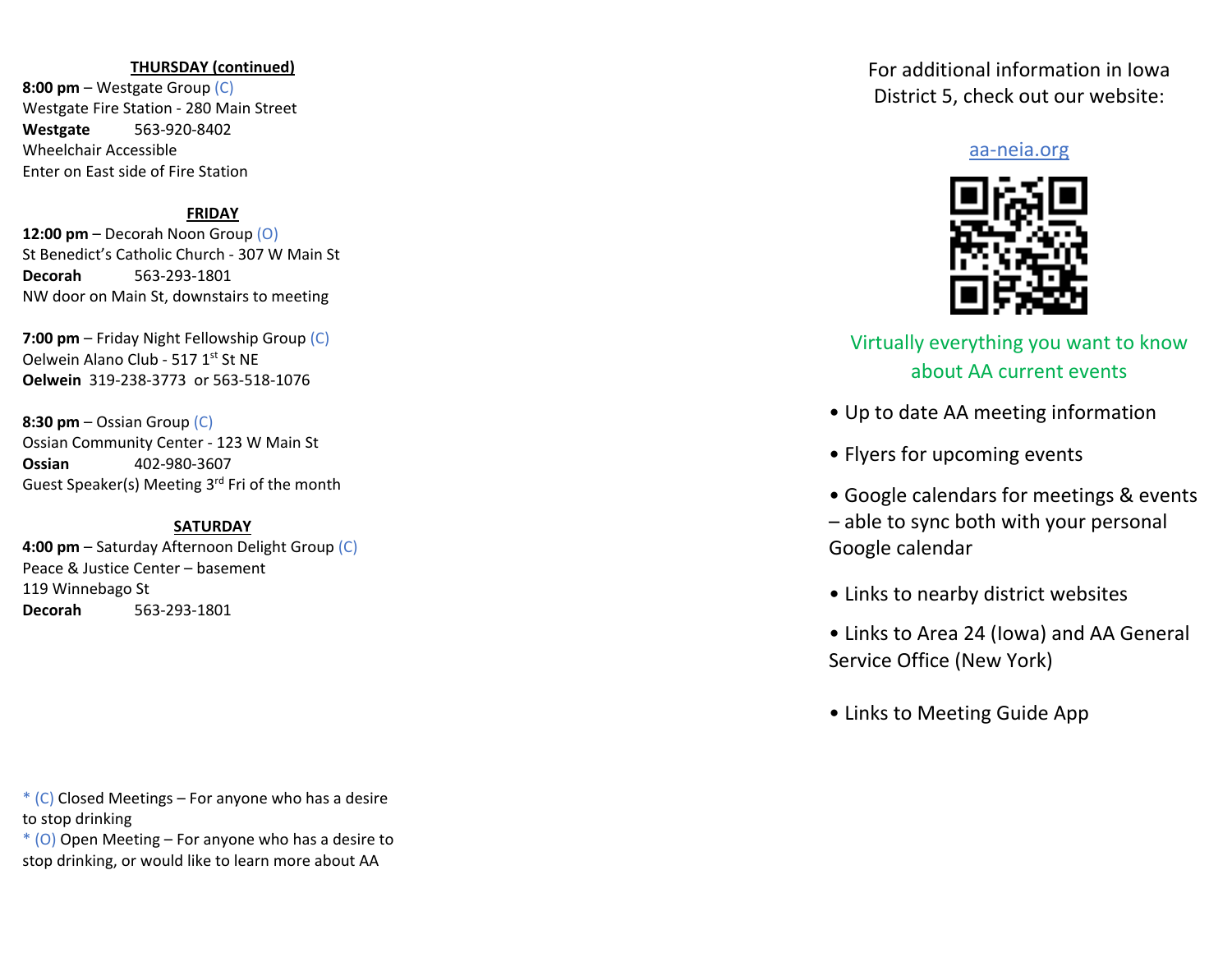### THURSDAY (continued)

**8:00 pm** – Westgate Group (C)
Westgate Fire Station - 280 Main Street
**Westgate** 563-920-8402
Wheelchair Accessible
Enter on East side of Fire Station

### FRIDAY

**12:00 pm** – Decorah Noon Group (O)
St Benedict's Catholic Church - 307 W Main St
**Decorah** 563-293-1801
NW door on Main St, downstairs to meeting

**7:00 pm** – Friday Night Fellowship Group (C)
Oelwein Alano Club - 517 1st St NE
**Oelwein** 319-238-3773 or 563-518-1076

**8:30 pm** – Ossian Group (C)
Ossian Community Center - 123 W Main St
**Ossian** 402-980-3607
Guest Speaker(s) Meeting 3rd Fri of the month

### SATURDAY

**4:00 pm** – Saturday Afternoon Delight Group (C)
Peace & Justice Center – basement
119 Winnebago St
**Decorah** 563-293-1801

* (C) Closed Meetings – For anyone who has a desire to stop drinking
* (O) Open Meeting – For anyone who has a desire to stop drinking, or would like to learn more about AA

For additional information in Iowa District 5, check out our website:

aa-neia.org

Virtually everything you want to know about AA current events

- Up to date AA meeting information
- Flyers for upcoming events
- Google calendars for meetings & events – able to sync both with your personal Google calendar
- Links to nearby district websites
- Links to Area 24 (Iowa) and AA General Service Office (New York)
- Links to Meeting Guide App